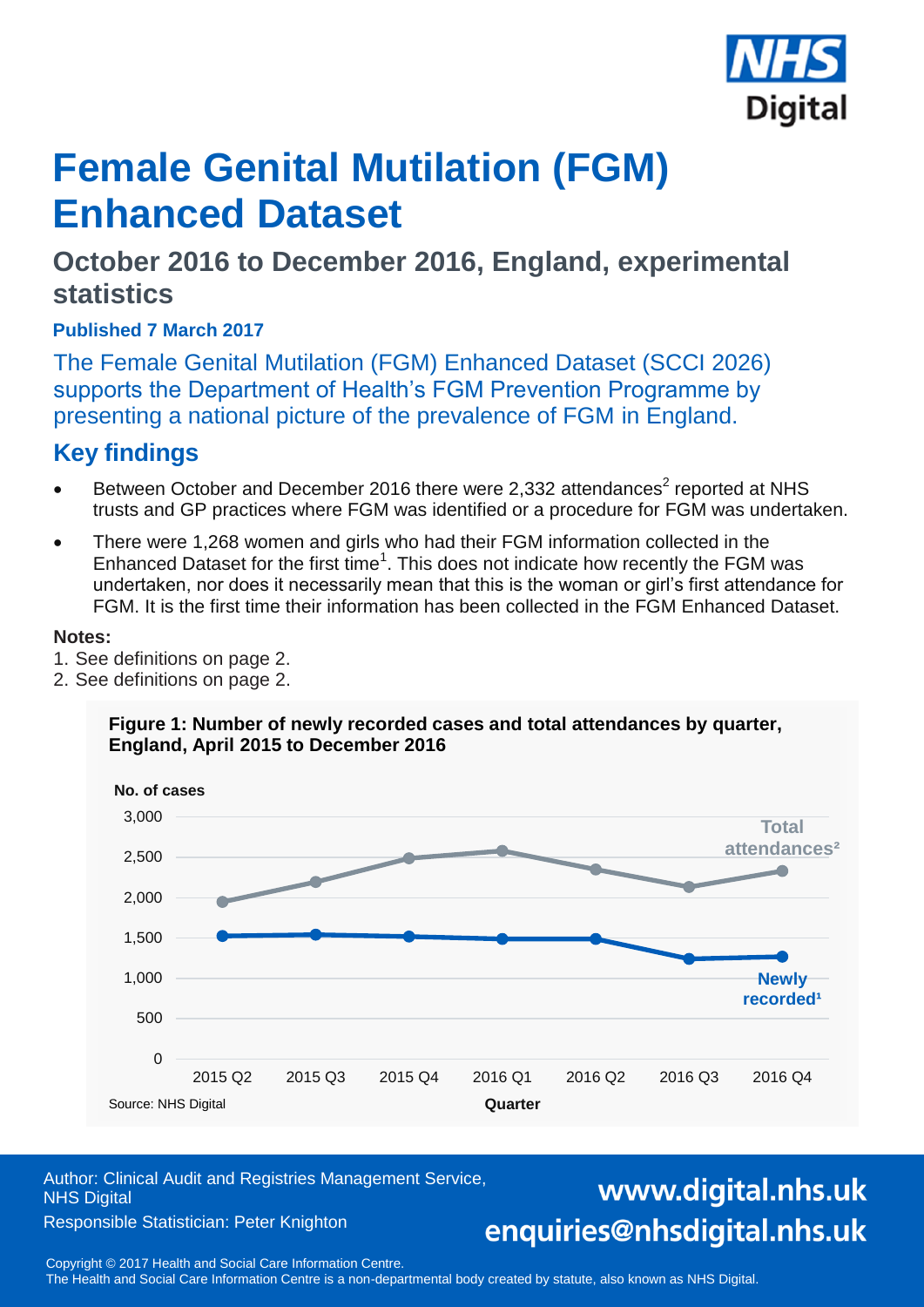# Female Genital Mutilation (FGM) Enhanced Dataset

## October 2016 to December 2016, England, experimental statistics

**Published 7 March 2017**

The Female Genital Mutilation (FGM) Enhanced Dataset (SCCI 2026) supports the Department of Health's FGM Prevention Programme by presenting a national picture of the prevalence of FGM in England.

## Key findings

- Between October and December 2016 there were 2,332 attendances[2] reported at NHS trusts and GP practices where FGM was identified or a procedure for FGM was undertaken.
- There were 1,268 women and girls who had their FGM information collected in the Enhanced Dataset for the first time[1]. This does not indicate how recently the FGM was undertaken, nor does it necessarily mean that this is the woman or girl's first attendance for FGM. It is the first time their information has been collected in the FGM Enhanced Dataset.

**Notes:**

1. See definitions on page 2.
2. See definitions on page 2.

**Figure 1: Number of newly recorded cases and total attendances by quarter, England, April 2015 to December 2016**

No. of cases

Series: Total attendances², Newly recorded¹ (Quarter: 2015 Q2 to 2016 Q4)

Source: NHS Digital

Author: Clinical Audit and Registries Management Service, NHS Digital

Responsible Statistician: Peter Knighton

www.digital.nhs.uk

enquiries@nhsdigital.nhs.uk

Copyright © 2017 Health and Social Care Information Centre.
The Health and Social Care Information Centre is a non-departmental body created by statute, also known as NHS Digital.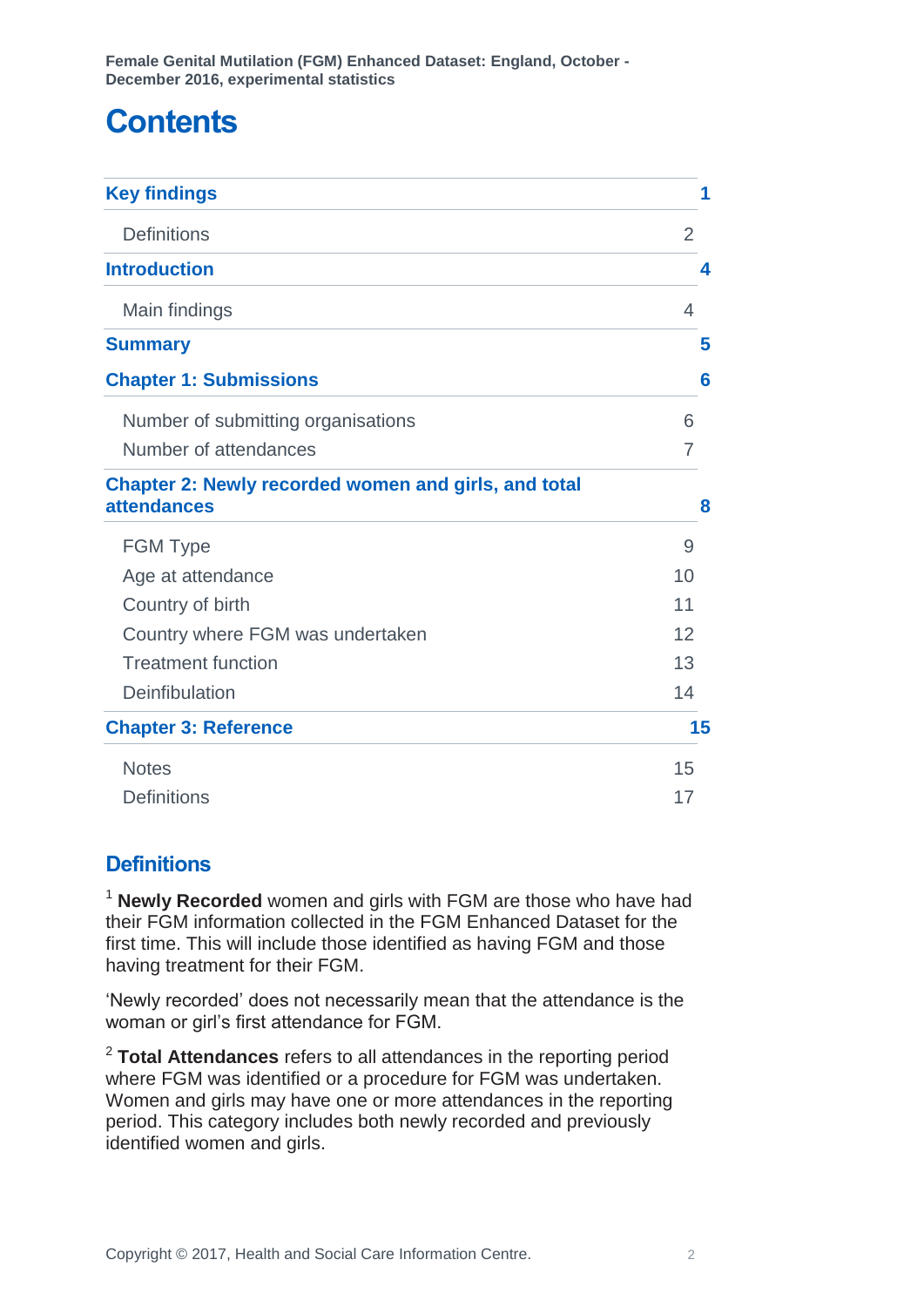# Contents

| | |
|---|---|
| **Key findings** | **1** |
| Definitions | 2 |
| **Introduction** | **4** |
| Main findings | 4 |
| **Summary** | **5** |
| **Chapter 1: Submissions** | **6** |
| Number of submitting organisations | 6 |
| Number of attendances | 7 |
| **Chapter 2: Newly recorded women and girls, and total attendances** | **8** |
| FGM Type | 9 |
| Age at attendance | 10 |
| Country of birth | 11 |
| Country where FGM was undertaken | 12 |
| Treatment function | 13 |
| Deinfibulation | 14 |
| **Chapter 3: Reference** | **15** |
| Notes | 15 |
| Definitions | 17 |

## Definitions

[1] **Newly Recorded** women and girls with FGM are those who have had their FGM information collected in the FGM Enhanced Dataset for the first time. This will include those identified as having FGM and those having treatment for their FGM.

'Newly recorded' does not necessarily mean that the attendance is the woman or girl's first attendance for FGM.

[2] **Total Attendances** refers to all attendances in the reporting period where FGM was identified or a procedure for FGM was undertaken. Women and girls may have one or more attendances in the reporting period. This category includes both newly recorded and previously identified women and girls.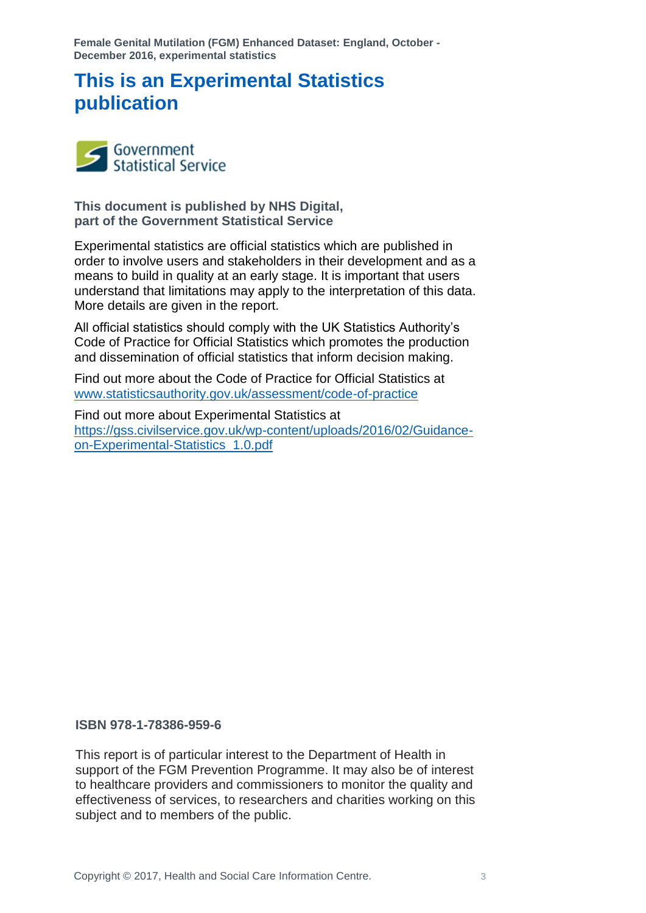# This is an Experimental Statistics publication

Government Statistical Service

**This document is published by NHS Digital, part of the Government Statistical Service**

Experimental statistics are official statistics which are published in order to involve users and stakeholders in their development and as a means to build in quality at an early stage. It is important that users understand that limitations may apply to the interpretation of this data. More details are given in the report.

All official statistics should comply with the UK Statistics Authority's Code of Practice for Official Statistics which promotes the production and dissemination of official statistics that inform decision making.

Find out more about the Code of Practice for Official Statistics at [www.statisticsauthority.gov.uk/assessment/code-of-practice](www.statisticsauthority.gov.uk/assessment/code-of-practice)

Find out more about Experimental Statistics at [https://gss.civilservice.gov.uk/wp-content/uploads/2016/02/Guidance-on-Experimental-Statistics_1.0.pdf](https://gss.civilservice.gov.uk/wp-content/uploads/2016/02/Guidance-on-Experimental-Statistics_1.0.pdf)

**ISBN 978-1-78386-959-6**

This report is of particular interest to the Department of Health in support of the FGM Prevention Programme. It may also be of interest to healthcare providers and commissioners to monitor the quality and effectiveness of services, to researchers and charities working on this subject and to members of the public.

Copyright © 2017, Health and Social Care Information Centre.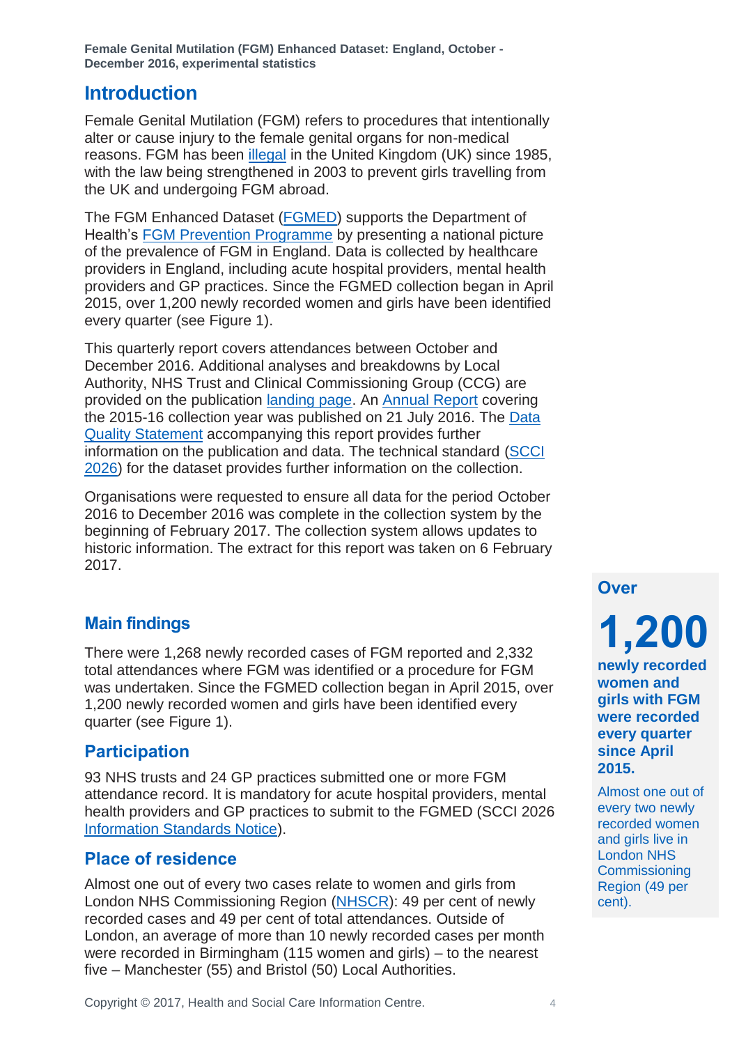## Introduction

Female Genital Mutilation (FGM) refers to procedures that intentionally alter or cause injury to the female genital organs for non-medical reasons. FGM has been illegal in the United Kingdom (UK) since 1985, with the law being strengthened in 2003 to prevent girls travelling from the UK and undergoing FGM abroad.

The FGM Enhanced Dataset (FGMED) supports the Department of Health's FGM Prevention Programme by presenting a national picture of the prevalence of FGM in England. Data is collected by healthcare providers in England, including acute hospital providers, mental health providers and GP practices. Since the FGMED collection began in April 2015, over 1,200 newly recorded women and girls have been identified every quarter (see Figure 1).

This quarterly report covers attendances between October and December 2016. Additional analyses and breakdowns by Local Authority, NHS Trust and Clinical Commissioning Group (CCG) are provided on the publication landing page. An Annual Report covering the 2015-16 collection year was published on 21 July 2016. The Data Quality Statement accompanying this report provides further information on the publication and data. The technical standard (SCCI 2026) for the dataset provides further information on the collection.

Organisations were requested to ensure all data for the period October 2016 to December 2016 was complete in the collection system by the beginning of February 2017. The collection system allows updates to historic information. The extract for this report was taken on 6 February 2017.

### Main findings

There were 1,268 newly recorded cases of FGM reported and 2,332 total attendances where FGM was identified or a procedure for FGM was undertaken. Since the FGMED collection began in April 2015, over 1,200 newly recorded women and girls have been identified every quarter (see Figure 1).

**Over**

**1,200**

**newly recorded women and girls with FGM were recorded every quarter since April 2015.**

Almost one out of every two newly recorded women and girls live in London NHS Commissioning Region (49 per cent).

### Participation

93 NHS trusts and 24 GP practices submitted one or more FGM attendance record. It is mandatory for acute hospital providers, mental health providers and GP practices to submit to the FGMED (SCCI 2026 Information Standards Notice).

### Place of residence

Almost one out of every two cases relate to women and girls from London NHS Commissioning Region (NHSCR): 49 per cent of newly recorded cases and 49 per cent of total attendances. Outside of London, an average of more than 10 newly recorded cases per month were recorded in Birmingham (115 women and girls) – to the nearest five – Manchester (55) and Bristol (50) Local Authorities.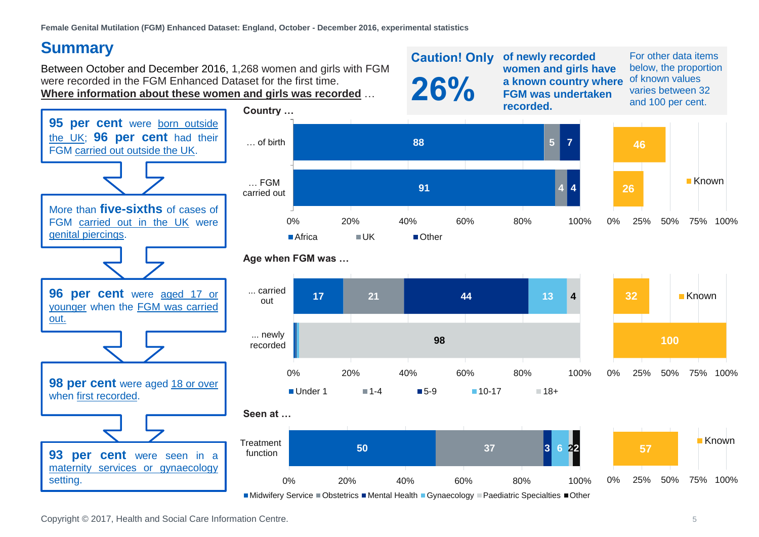## Summary

Between October and December 2016, 1,268 women and girls with FGM were recorded in the FGM Enhanced Dataset for the first time.
**Where information about these women and girls was recorded** …

**Caution! Only 26%** **of newly recorded women and girls have a known country where FGM was undertaken recorded.**

For other data items below, the proportion of known values varies between 32 and 100 per cent.

**95 per cent** were born outside the UK; **96 per cent** had their FGM carried out outside the UK.

More than **five-sixths** of cases of FGM carried out in the UK were genital piercings.

**96 per cent** were aged 17 or younger when the FGM was carried out.

**98 per cent** were aged 18 or over when first recorded.

**93 per cent** were seen in a maternity services or gynaecology setting.

**Country …**

| | Africa (%) | UK (%) | Other (%) | Known (%) |
|---|---|---|---|---|
| … of birth | 88 | 5 | 7 | 46 |
| … FGM carried out | 91 | 4 | 4 | 26 |

**Age when FGM was …**

| | Under 1 (%) | 1-4 (%) | 5-9 (%) | 10-17 (%) | 18+ (%) | Known (%) |
|---|---|---|---|---|---|---|
| … carried out | 17 | 21 | 44 | 13 | 4 | 32 |
| … newly recorded | | | | | 98 | 100 |

**Seen at …**

| | Midwifery Service (%) | Obstetrics (%) | Mental Health (%) | Gynaecology (%) | Paediatric Specialties (%) | Other (%) | Known (%) |
|---|---|---|---|---|---|---|---|
| Treatment function | 50 | 37 | 3 | 6 | 2 | 2 | 57 |

Copyright © 2017, Health and Social Care Information Centre.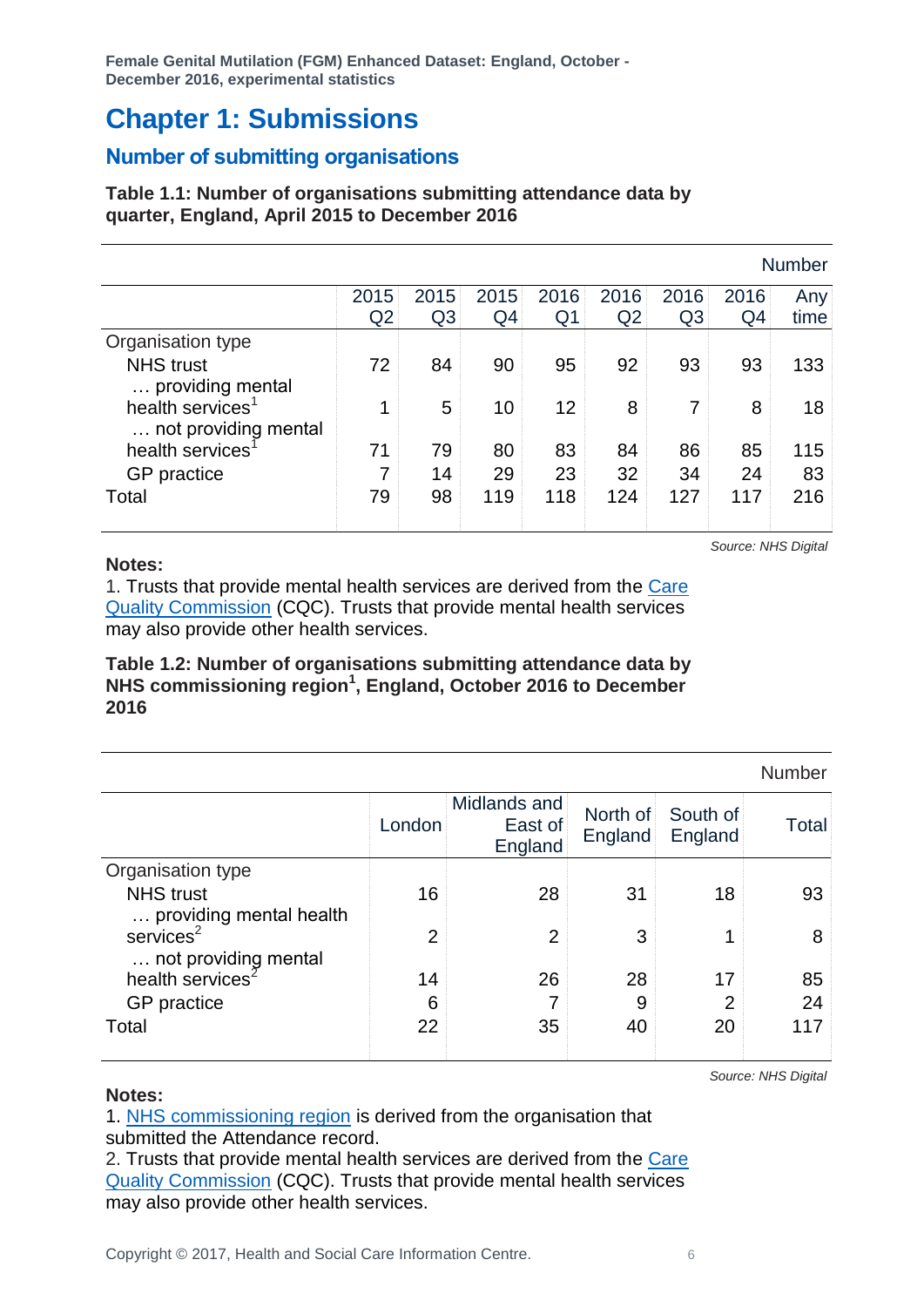# Chapter 1: Submissions

## Number of submitting organisations

**Table 1.1: Number of organisations submitting attendance data by quarter, England, April 2015 to December 2016**

Number

| | 2015 Q2 | 2015 Q3 | 2015 Q4 | 2016 Q1 | 2016 Q2 | 2016 Q3 | 2016 Q4 | Any time |
|---|---|---|---|---|---|---|---|---|
| Organisation type | | | | | | | | |
| NHS trust | 72 | 84 | 90 | 95 | 92 | 93 | 93 | 133 |
| … providing mental health services[1] | 1 | 5 | 10 | 12 | 8 | 7 | 8 | 18 |
| … not providing mental health services[1] | 71 | 79 | 80 | 83 | 84 | 86 | 85 | 115 |
| GP practice | 7 | 14 | 29 | 23 | 32 | 34 | 24 | 83 |
| Total | 79 | 98 | 119 | 118 | 124 | 127 | 117 | 216 |

*Source: NHS Digital*

**Notes:**

1. Trusts that provide mental health services are derived from the Care Quality Commission (CQC). Trusts that provide mental health services may also provide other health services.

**Table 1.2: Number of organisations submitting attendance data by NHS commissioning region[1], England, October 2016 to December 2016**

Number

| | London | Midlands and East of England | North of England | South of England | Total |
|---|---|---|---|---|---|
| Organisation type | | | | | |
| NHS trust | 16 | 28 | 31 | 18 | 93 |
| … providing mental health services[2] | 2 | 2 | 3 | 1 | 8 |
| … not providing mental health services[2] | 14 | 26 | 28 | 17 | 85 |
| GP practice | 6 | 7 | 9 | 2 | 24 |
| Total | 22 | 35 | 40 | 20 | 117 |

*Source: NHS Digital*

**Notes:**

1. NHS commissioning region is derived from the organisation that submitted the Attendance record.
2. Trusts that provide mental health services are derived from the Care Quality Commission (CQC). Trusts that provide mental health services may also provide other health services.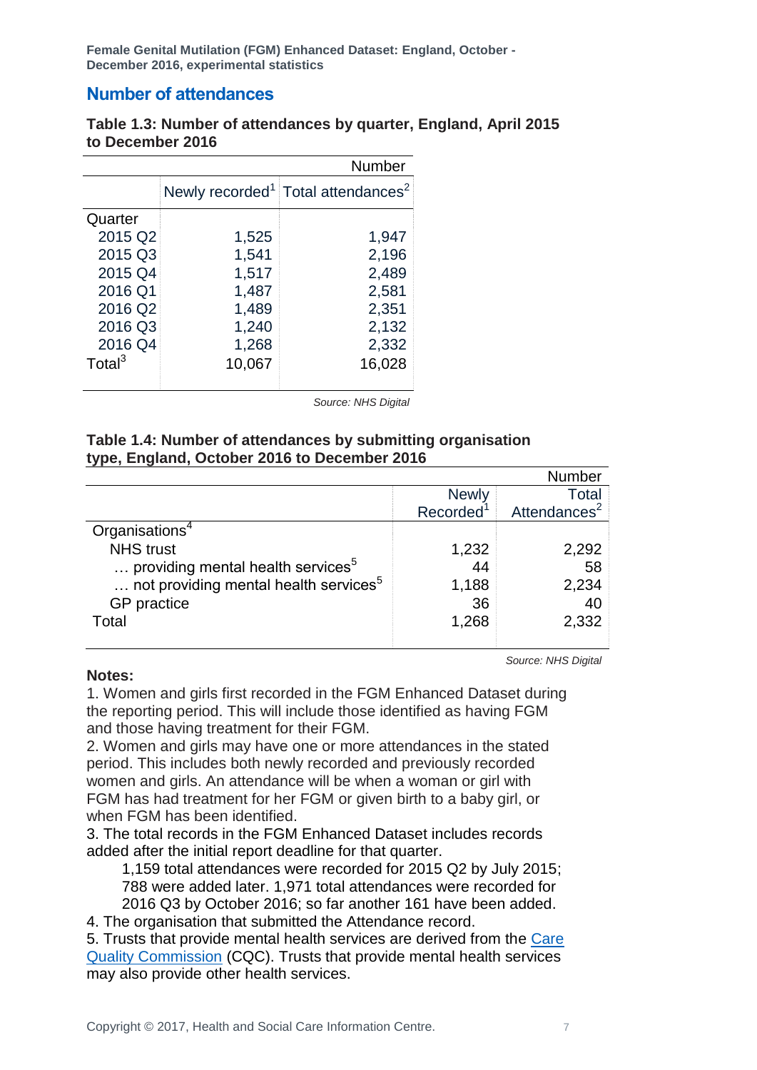## Number of attendances

**Table 1.3: Number of attendances by quarter, England, April 2015 to December 2016**

| | | Number |
|---|---|---|
| | Newly recorded[1] | Total attendances[2] |
| Quarter | | |
| 2015 Q2 | 1,525 | 1,947 |
| 2015 Q3 | 1,541 | 2,196 |
| 2015 Q4 | 1,517 | 2,489 |
| 2016 Q1 | 1,487 | 2,581 |
| 2016 Q2 | 1,489 | 2,351 |
| 2016 Q3 | 1,240 | 2,132 |
| 2016 Q4 | 1,268 | 2,332 |
| Total[3] | 10,067 | 16,028 |

*Source: NHS Digital*

**Table 1.4: Number of attendances by submitting organisation type, England, October 2016 to December 2016**

| | | Number |
|---|---|---|
| | Newly Recorded[1] | Total Attendances[2] |
| Organisations[4] | | |
| NHS trust | 1,232 | 2,292 |
| … providing mental health services[5] | 44 | 58 |
| … not providing mental health services[5] | 1,188 | 2,234 |
| GP practice | 36 | 40 |
| Total | 1,268 | 2,332 |

*Source: NHS Digital*

**Notes:**

1. Women and girls first recorded in the FGM Enhanced Dataset during the reporting period. This will include those identified as having FGM and those having treatment for their FGM.
2. Women and girls may have one or more attendances in the stated period. This includes both newly recorded and previously recorded women and girls. An attendance will be when a woman or girl with FGM has had treatment for her FGM or given birth to a baby girl, or when FGM has been identified.
3. The total records in the FGM Enhanced Dataset includes records added after the initial report deadline for that quarter.
   1,159 total attendances were recorded for 2015 Q2 by July 2015; 788 were added later. 1,971 total attendances were recorded for 2016 Q3 by October 2016; so far another 161 have been added.
4. The organisation that submitted the Attendance record.
5. Trusts that provide mental health services are derived from the Care Quality Commission (CQC). Trusts that provide mental health services may also provide other health services.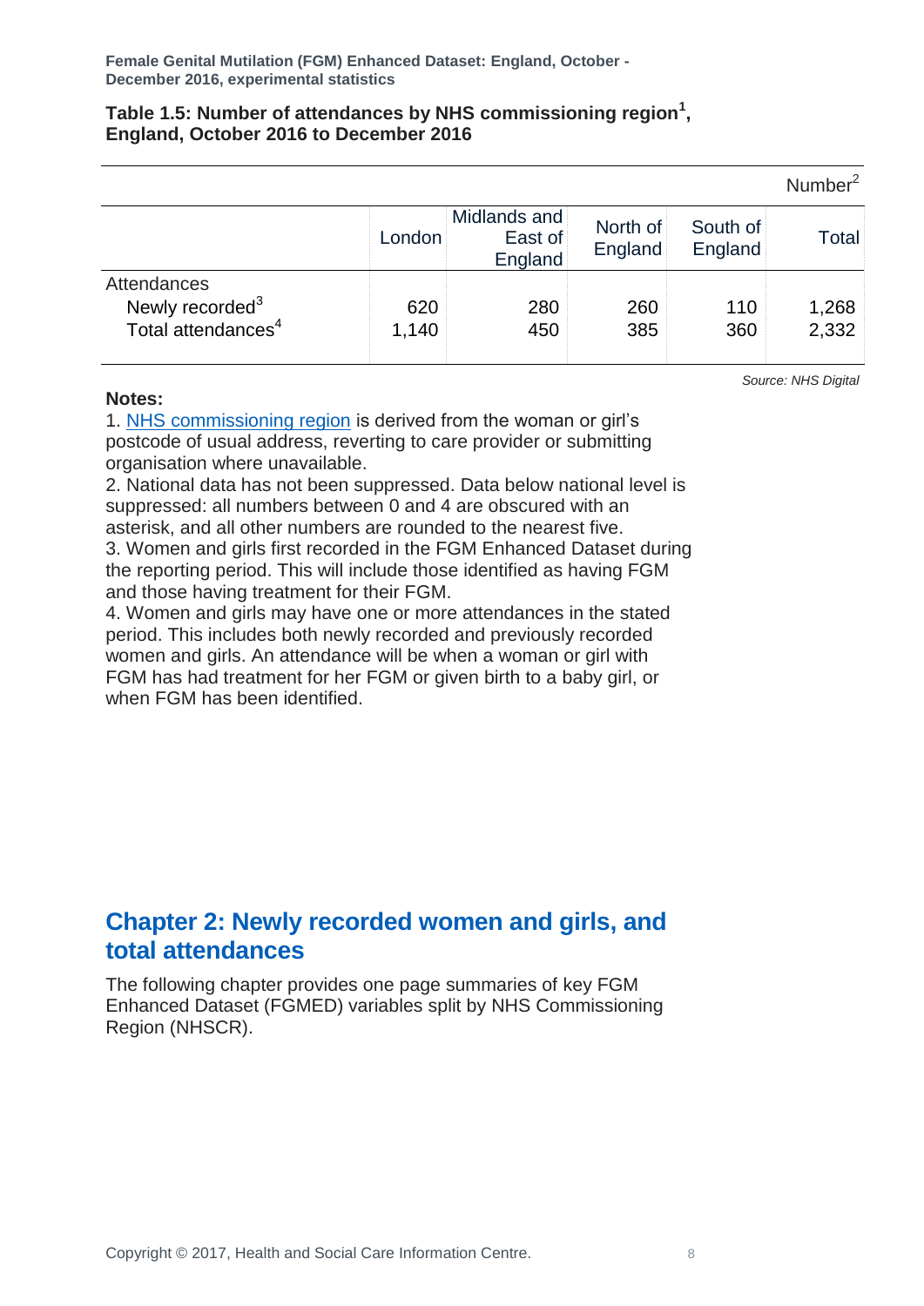### Table 1.5: Number of attendances by NHS commissioning region[1], England, October 2016 to December 2016

Number[2]

| | London | Midlands and East of England | North of England | South of England | Total |
|---|---|---|---|---|---|
| Attendances | | | | | |
| Newly recorded[3] | 620 | 280 | 260 | 110 | 1,268 |
| Total attendances[4] | 1,140 | 450 | 385 | 360 | 2,332 |

*Source: NHS Digital*

**Notes:**

1. NHS commissioning region is derived from the woman or girl's postcode of usual address, reverting to care provider or submitting organisation where unavailable.
2. National data has not been suppressed. Data below national level is suppressed: all numbers between 0 and 4 are obscured with an asterisk, and all other numbers are rounded to the nearest five.
3. Women and girls first recorded in the FGM Enhanced Dataset during the reporting period. This will include those identified as having FGM and those having treatment for their FGM.
4. Women and girls may have one or more attendances in the stated period. This includes both newly recorded and previously recorded women and girls. An attendance will be when a woman or girl with FGM has had treatment for her FGM or given birth to a baby girl, or when FGM has been identified.

## Chapter 2: Newly recorded women and girls, and total attendances

The following chapter provides one page summaries of key FGM Enhanced Dataset (FGMED) variables split by NHS Commissioning Region (NHSCR).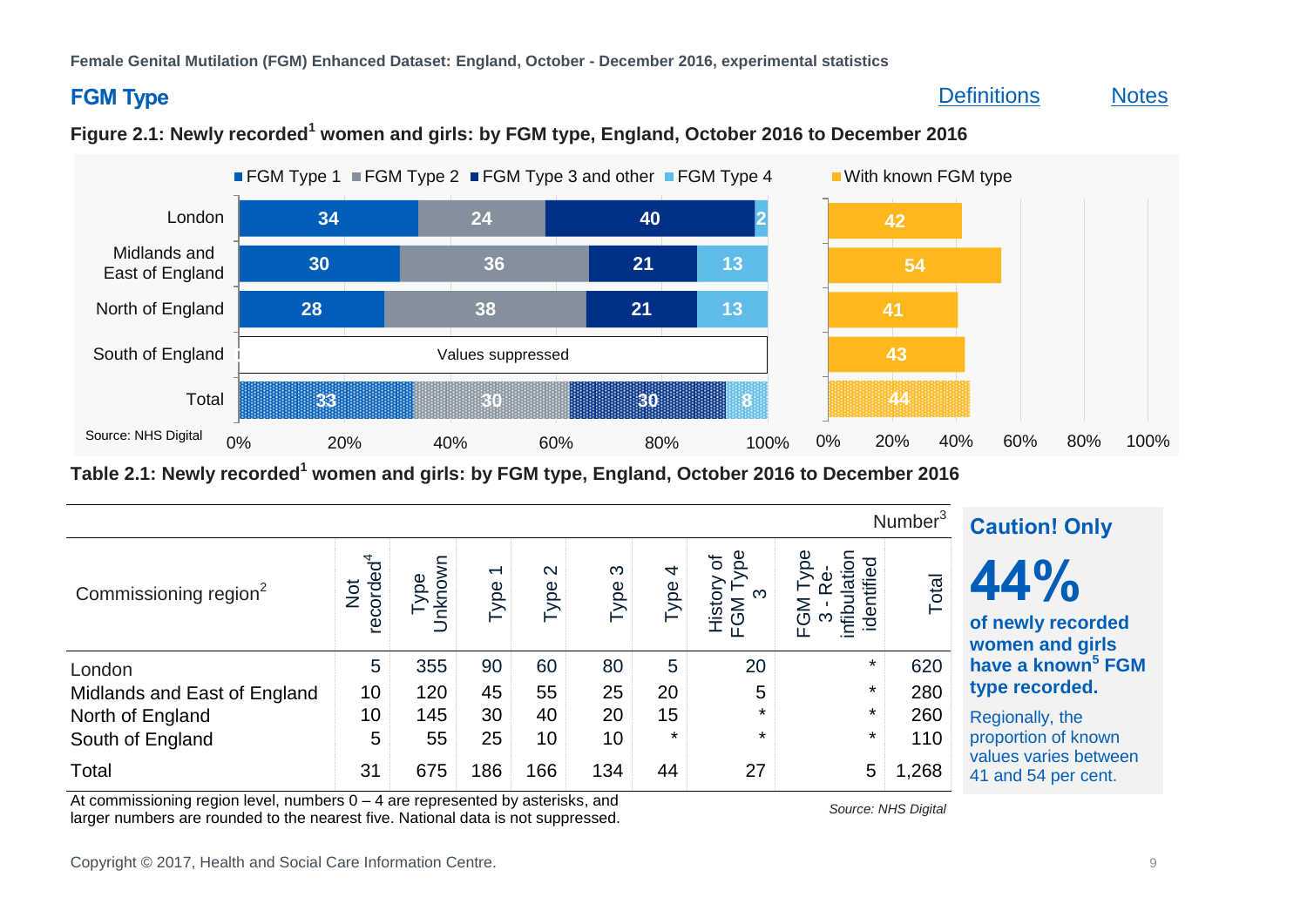Female Genital Mutilation (FGM) Enhanced Dataset: England, October - December 2016, experimental statistics

## FGM Type

Definitions Notes

**Figure 2.1: Newly recorded[1] women and girls: by FGM type, England, October 2016 to December 2016**

| Region | FGM Type 1 | FGM Type 2 | FGM Type 3 and other | FGM Type 4 | With known FGM type |
|---|---|---|---|---|---|
| London | 34 | 24 | 40 | 2 | 42 |
| Midlands and East of England | 30 | 36 | 21 | 13 | 54 |
| North of England | 28 | 38 | 21 | 13 | 41 |
| South of England | Values suppressed | | | | 43 |
| Total | 33 | 30 | 30 | 8 | 44 |

Source: NHS Digital

**Table 2.1: Newly recorded[1] women and girls: by FGM type, England, October 2016 to December 2016**

Number[3]

| Commissioning region[2] | Not recorded[4] | Type Unknown | Type 1 | Type 2 | Type 3 | Type 4 | History of FGM Type 3 | FGM Type 3 - Re-infibulation identified | Total |
|---|---|---|---|---|---|---|---|---|---|
| London | 5 | 355 | 90 | 60 | 80 | 5 | 20 | * | 620 |
| Midlands and East of England | 10 | 120 | 45 | 55 | 25 | 20 | 5 | * | 280 |
| North of England | 10 | 145 | 30 | 40 | 20 | 15 | * | * | 260 |
| South of England | 5 | 55 | 25 | 10 | 10 | * | * | * | 110 |
| Total | 31 | 675 | 186 | 166 | 134 | 44 | 27 | 5 | 1,268 |

At commissioning region level, numbers 0 – 4 are represented by asterisks, and larger numbers are rounded to the nearest five. National data is not suppressed.

*Source: NHS Digital*

**Caution! Only**

**44%**

**of newly recorded women and girls have a known[5] FGM type recorded.**

Regionally, the proportion of known values varies between 41 and 54 per cent.

Copyright © 2017, Health and Social Care Information Centre.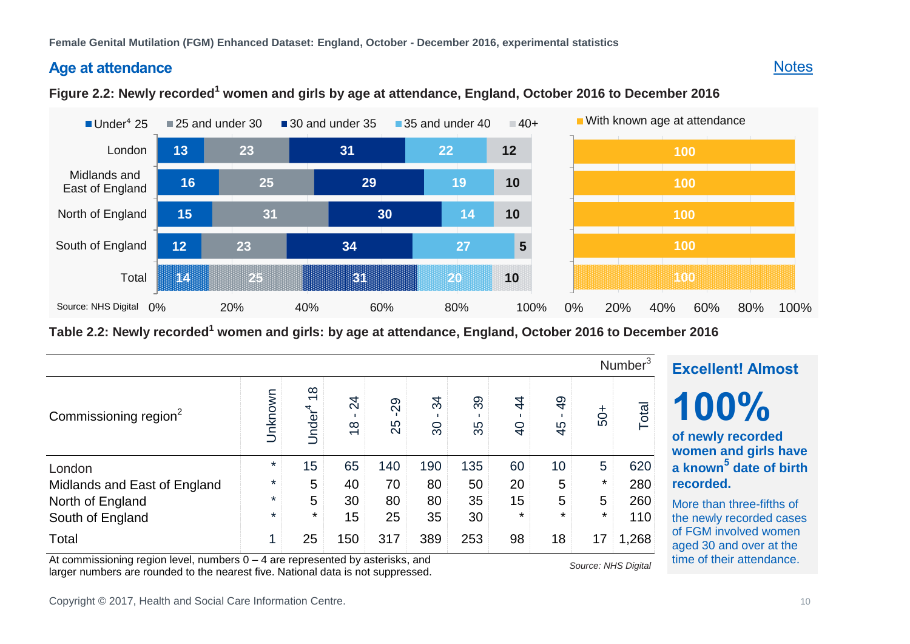Female Genital Mutilation (FGM) Enhanced Dataset: England, October - December 2016, experimental statistics

## Age at attendance

Notes

**Figure 2.2: Newly recorded[1] women and girls by age at attendance, England, October 2016 to December 2016**

| Region | Under[4] 25 | 25 and under 30 | 30 and under 35 | 35 and under 40 | 40+ | With known age at attendance |
|---|---|---|---|---|---|---|
| London | 13 | 23 | 31 | 22 | 12 | 100 |
| Midlands and East of England | 16 | 25 | 29 | 19 | 10 | 100 |
| North of England | 15 | 31 | 30 | 14 | 10 | 100 |
| South of England | 12 | 23 | 34 | 27 | 5 | 100 |
| Total | 14 | 25 | 31 | 20 | 10 | 100 |

Source: NHS Digital

**Table 2.2: Newly recorded[1] women and girls: by age at attendance, England, October 2016 to December 2016**

Number[3]

| Commissioning region[2] | Unknown | Under[4] 18 | 18 - 24 | 25 -29 | 30 - 34 | 35 - 39 | 40 - 44 | 45 - 49 | 50+ | Total |
|---|---|---|---|---|---|---|---|---|---|---|
| London | * | 15 | 65 | 140 | 190 | 135 | 60 | 10 | 5 | 620 |
| Midlands and East of England | * | 5 | 40 | 70 | 80 | 50 | 20 | 5 | * | 280 |
| North of England | * | 5 | 30 | 80 | 80 | 35 | 15 | 5 | 5 | 260 |
| South of England | * | * | 15 | 25 | 35 | 30 | * | * | * | 110 |
| Total | 1 | 25 | 150 | 317 | 389 | 253 | 98 | 18 | 17 | 1,268 |

At commissioning region level, numbers 0 – 4 are represented by asterisks, and larger numbers are rounded to the nearest five. National data is not suppressed.

*Source: NHS Digital*

**Excellent! Almost**

**100%**

**of newly recorded women and girls have a known[5] date of birth recorded.**

More than three-fifths of the newly recorded cases of FGM involved women aged 30 and over at the time of their attendance.

Copyright © 2017, Health and Social Care Information Centre.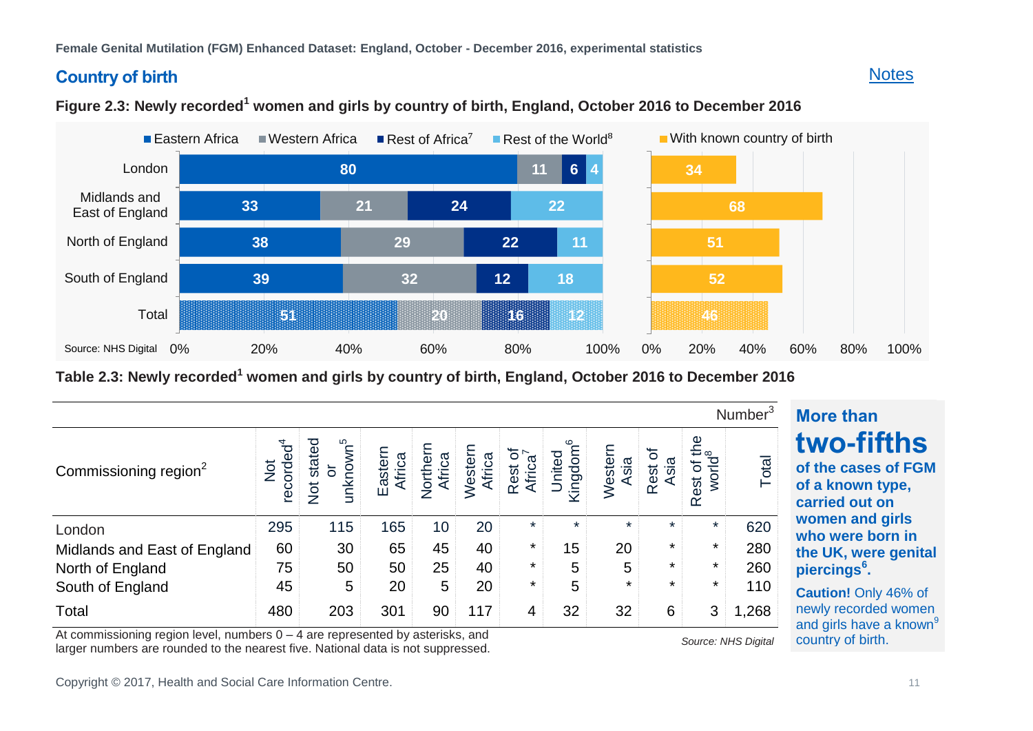Female Genital Mutilation (FGM) Enhanced Dataset: England, October - December 2016, experimental statistics

## Country of birth

Notes

**Figure 2.3: Newly recorded[1] women and girls by country of birth, England, October 2016 to December 2016**

| Region | Eastern Africa | Western Africa | Rest of Africa[7] | Rest of the World[8] | With known country of birth |
|---|---|---|---|---|---|
| London | 80 | 11 | 6 | 4 | 34 |
| Midlands and East of England | 33 | 21 | 24 | 22 | 68 |
| North of England | 38 | 29 | 22 | 11 | 51 |
| South of England | 39 | 32 | 12 | 18 | 52 |
| Total | 51 | 20 | 16 | 12 | 46 |

Source: NHS Digital

**Table 2.3: Newly recorded[1] women and girls by country of birth, England, October 2016 to December 2016**

Number[3]

| Commissioning region[2] | Not recorded[4] | Not stated or unknown[5] | Eastern Africa | Northern Africa | Western Africa | Rest of Africa[7] | United Kingdom[6] | Western Asia | Rest of Asia | Rest of the world[8] | Total |
|---|---|---|---|---|---|---|---|---|---|---|---|
| London | 295 | 115 | 165 | 10 | 20 | * | * | * | * | * | 620 |
| Midlands and East of England | 60 | 30 | 65 | 45 | 40 | * | 15 | 20 | * | * | 280 |
| North of England | 75 | 50 | 50 | 25 | 40 | * | 5 | 5 | * | * | 260 |
| South of England | 45 | 5 | 20 | 5 | 20 | * | 5 | * | * | * | 110 |
| Total | 480 | 203 | 301 | 90 | 117 | 4 | 32 | 32 | 6 | 3 | 1,268 |

At commissioning region level, numbers 0 – 4 are represented by asterisks, and larger numbers are rounded to the nearest five. National data is not suppressed.

*Source: NHS Digital*

**More than two-fifths of the cases of FGM of a known type, carried out on women and girls who were born in the UK, were genital piercings[6].**

**Caution!** Only 46% of newly recorded women and girls have a known[9] country of birth.

Copyright © 2017, Health and Social Care Information Centre.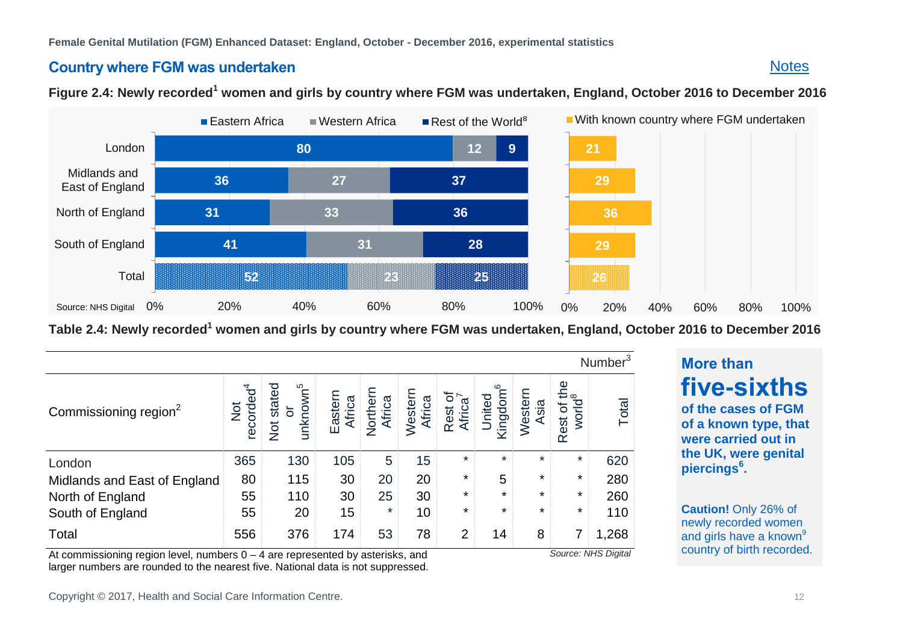Female Genital Mutilation (FGM) Enhanced Dataset: England, October - December 2016, experimental statistics

## Country where FGM was undertaken

Notes

**Figure 2.4: Newly recorded[1] women and girls by country where FGM was undertaken, England, October 2016 to December 2016**

| | Eastern Africa | Western Africa | Rest of the World[8] | With known country where FGM undertaken |
|---|---|---|---|---|
| London | 80 | 12 | 9 | 21 |
| Midlands and East of England | 36 | 27 | 37 | 29 |
| North of England | 31 | 33 | 36 | 36 |
| South of England | 41 | 31 | 28 | 29 |
| Total | 52 | 23 | 25 | 26 |

Source: NHS Digital

**Table 2.4: Newly recorded[1] women and girls by country where FGM was undertaken, England, October 2016 to December 2016**

Number[3]

| Commissioning region[2] | Not recorded[4] | Not stated or unknown[5] | Eastern Africa | Northern Africa | Western Africa | Rest of Africa[7] | United Kingdom[6] | Western Asia | Rest of the world[8] | Total |
|---|---|---|---|---|---|---|---|---|---|---|
| London | 365 | 130 | 105 | 5 | 15 | * | * | * | * | 620 |
| Midlands and East of England | 80 | 115 | 30 | 20 | 20 | * | 5 | * | * | 280 |
| North of England | 55 | 110 | 30 | 25 | 30 | * | * | * | * | 260 |
| South of England | 55 | 20 | 15 | * | 10 | * | * | * | * | 110 |
| Total | 556 | 376 | 174 | 53 | 78 | 2 | 14 | 8 | 7 | 1,268 |

At commissioning region level, numbers 0 – 4 are represented by asterisks, and larger numbers are rounded to the nearest five. National data is not suppressed.

*Source: NHS Digital*

**More than five-sixths of the cases of FGM of a known type, that were carried out in the UK, were genital piercings[6].**

**Caution!** Only 26% of newly recorded women and girls have a known[9] country of birth recorded.

Copyright © 2017, Health and Social Care Information Centre.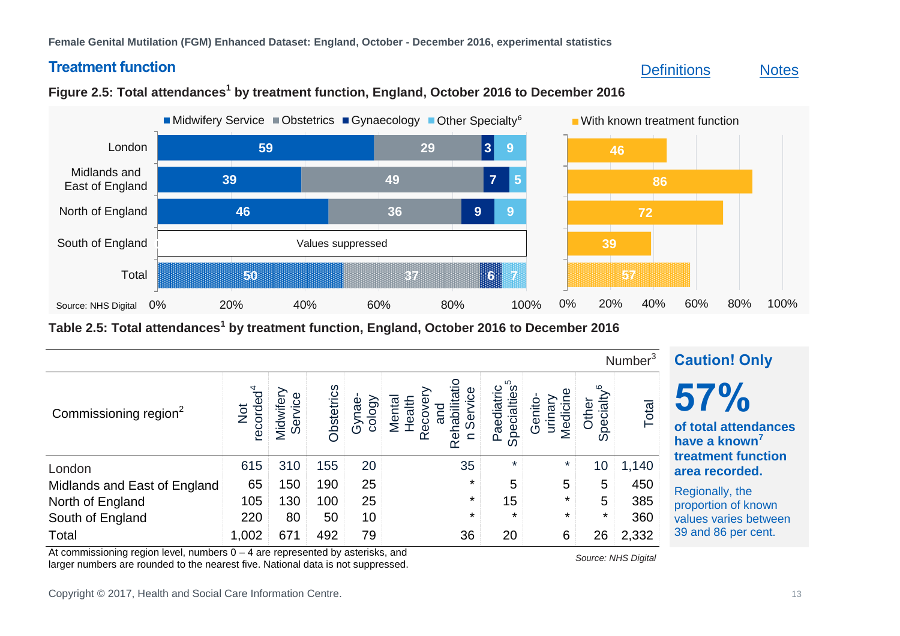## Treatment function

Definitions Notes

**Figure 2.5: Total attendances[1] by treatment function, England, October 2016 to December 2016**

| Region | Midwifery Service | Obstetrics | Gynaecology | Other Specialty[6] | With known treatment function |
|---|---|---|---|---|---|
| London | 59 | 29 | 3 | 9 | 46 |
| Midlands and East of England | 39 | 49 | 7 | 5 | 86 |
| North of England | 46 | 36 | 9 | 9 | 72 |
| South of England | Values suppressed | | | | 39 |
| Total | 50 | 37 | 6 | 7 | 57 |

Source: NHS Digital

**Table 2.5: Total attendances[1] by treatment function, England, October 2016 to December 2016**

Number[3]

| Commissioning region[2] | Not recorded[4] | Midwifery Service | Obstetrics | Gynaecology | Mental Health Recovery and Rehabilitation Service | Paediatric Specialties[5] | Genito-urinary Medicine | Other Specialty[6] | Total |
|---|---|---|---|---|---|---|---|---|---|
| London | 615 | 310 | 155 | 20 | 35 | * | * | 10 | 1,140 |
| Midlands and East of England | 65 | 150 | 190 | 25 | * | 5 | 5 | 5 | 450 |
| North of England | 105 | 130 | 100 | 25 | * | 15 | * | 5 | 385 |
| South of England | 220 | 80 | 50 | 10 | * | * | * | * | 360 |
| Total | 1,002 | 671 | 492 | 79 | 36 | 20 | 6 | 26 | 2,332 |

At commissioning region level, numbers 0 – 4 are represented by asterisks, and larger numbers are rounded to the nearest five. National data is not suppressed.

*Source: NHS Digital*

**Caution! Only**

**57%**

**of total attendances have a known[7] treatment function area recorded.**

Regionally, the proportion of known values varies between 39 and 86 per cent.

Copyright © 2017, Health and Social Care Information Centre.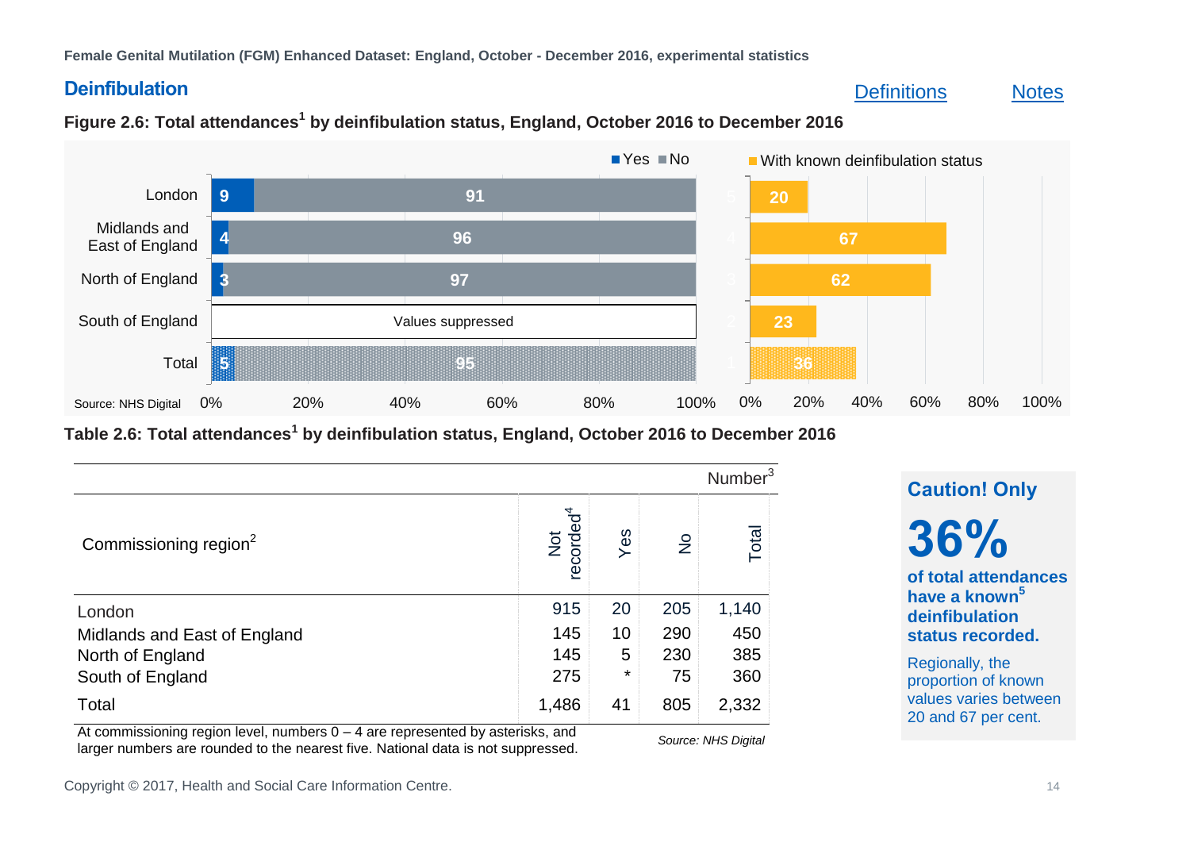Female Genital Mutilation (FGM) Enhanced Dataset: England, October - December 2016, experimental statistics

## Deinfibulation

Definitions Notes

### Figure 2.6: Total attendances[1] by deinfibulation status, England, October 2016 to December 2016

| Commissioning region | Yes (%) | No (%) | With known deinfibulation status (%) |
|---|---|---|---|
| London | 9 | 91 | 20 |
| Midlands and East of England | 4 | 96 | 67 |
| North of England | 3 | 97 | 62 |
| South of England | Values suppressed | | 23 |
| Total | 5 | 95 | 36 |

Source: NHS Digital

### Table 2.6: Total attendances[1] by deinfibulation status, England, October 2016 to December 2016

Number[3]

| Commissioning region[2] | Not recorded[4] | Yes | No | Total |
|---|---|---|---|---|
| London | 915 | 20 | 205 | 1,140 |
| Midlands and East of England | 145 | 10 | 290 | 450 |
| North of England | 145 | 5 | 230 | 385 |
| South of England | 275 | * | 75 | 360 |
| Total | 1,486 | 41 | 805 | 2,332 |

At commissioning region level, numbers 0 – 4 are represented by asterisks, and larger numbers are rounded to the nearest five. National data is not suppressed.

*Source: NHS Digital*

**Caution! Only**

**36%**

**of total attendances have a known[5] deinfibulation status recorded.**

Regionally, the proportion of known values varies between 20 and 67 per cent.

Copyright © 2017, Health and Social Care Information Centre.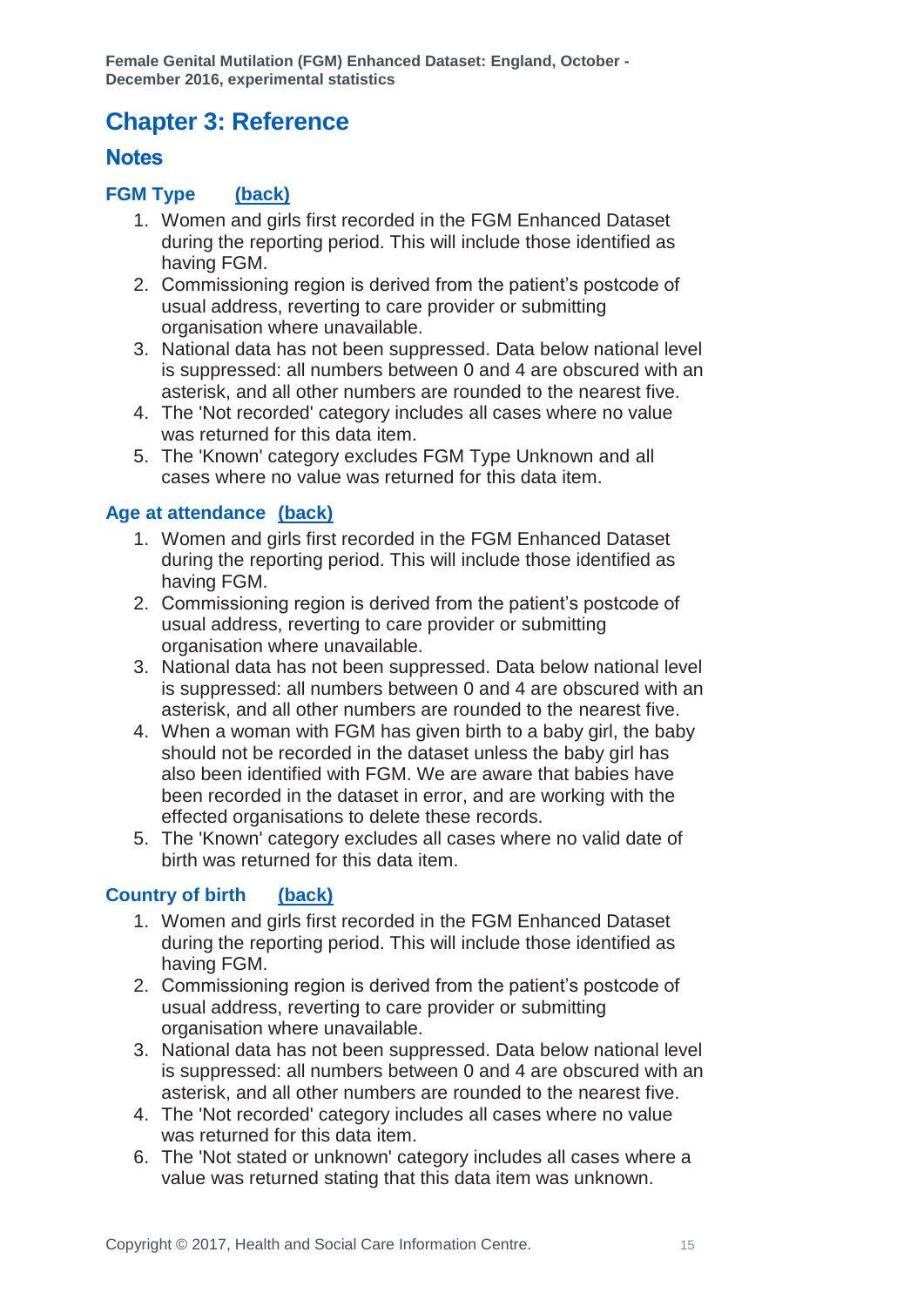# Chapter 3: Reference

## Notes

### FGM Type (back)

1. Women and girls first recorded in the FGM Enhanced Dataset during the reporting period. This will include those identified as having FGM.
2. Commissioning region is derived from the patient's postcode of usual address, reverting to care provider or submitting organisation where unavailable.
3. National data has not been suppressed. Data below national level is suppressed: all numbers between 0 and 4 are obscured with an asterisk, and all other numbers are rounded to the nearest five.
4. The 'Not recorded' category includes all cases where no value was returned for this data item.
5. The 'Known' category excludes FGM Type Unknown and all cases where no value was returned for this data item.

### Age at attendance (back)

1. Women and girls first recorded in the FGM Enhanced Dataset during the reporting period. This will include those identified as having FGM.
2. Commissioning region is derived from the patient's postcode of usual address, reverting to care provider or submitting organisation where unavailable.
3. National data has not been suppressed. Data below national level is suppressed: all numbers between 0 and 4 are obscured with an asterisk, and all other numbers are rounded to the nearest five.
4. When a woman with FGM has given birth to a baby girl, the baby should not be recorded in the dataset unless the baby girl has also been identified with FGM. We are aware that babies have been recorded in the dataset in error, and are working with the effected organisations to delete these records.
5. The 'Known' category excludes all cases where no valid date of birth was returned for this data item.

### Country of birth (back)

1. Women and girls first recorded in the FGM Enhanced Dataset during the reporting period. This will include those identified as having FGM.
2. Commissioning region is derived from the patient's postcode of usual address, reverting to care provider or submitting organisation where unavailable.
3. National data has not been suppressed. Data below national level is suppressed: all numbers between 0 and 4 are obscured with an asterisk, and all other numbers are rounded to the nearest five.
4. The 'Not recorded' category includes all cases where no value was returned for this data item.

6. The 'Not stated or unknown' category includes all cases where a value was returned stating that this data item was unknown.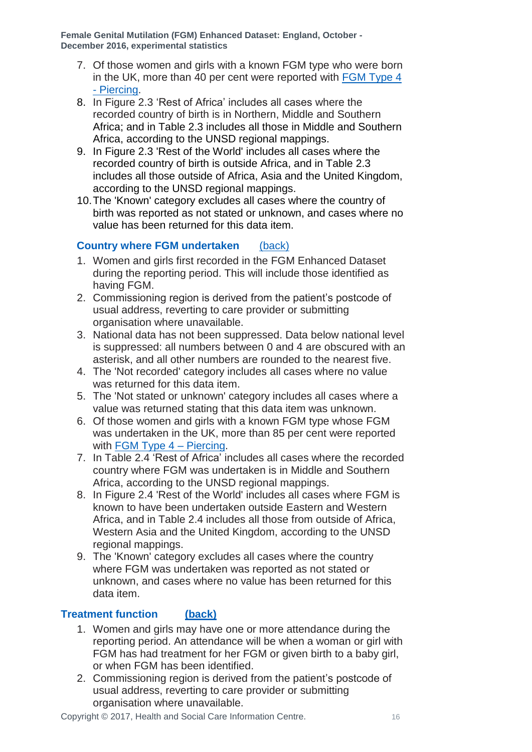7. Of those women and girls with a known FGM type who were born in the UK, more than 40 per cent were reported with [FGM Type 4 - Piercing](#).
8. In Figure 2.3 'Rest of Africa' includes all cases where the recorded country of birth is in Northern, Middle and Southern Africa; and in Table 2.3 includes all those in Middle and Southern Africa, according to the UNSD regional mappings.
9. In Figure 2.3 'Rest of the World' includes all cases where the recorded country of birth is outside Africa, and in Table 2.3 includes all those outside of Africa, Asia and the United Kingdom, according to the UNSD regional mappings.
10. The 'Known' category excludes all cases where the country of birth was reported as not stated or unknown, and cases where no value has been returned for this data item.

### Country where FGM undertaken [(back)](#)

1. Women and girls first recorded in the FGM Enhanced Dataset during the reporting period. This will include those identified as having FGM.
2. Commissioning region is derived from the patient's postcode of usual address, reverting to care provider or submitting organisation where unavailable.
3. National data has not been suppressed. Data below national level is suppressed: all numbers between 0 and 4 are obscured with an asterisk, and all other numbers are rounded to the nearest five.
4. The 'Not recorded' category includes all cases where no value was returned for this data item.
5. The 'Not stated or unknown' category includes all cases where a value was returned stating that this data item was unknown.
6. Of those women and girls with a known FGM type whose FGM was undertaken in the UK, more than 85 per cent were reported with [FGM Type 4 – Piercing](#).
7. In Table 2.4 'Rest of Africa' includes all cases where the recorded country where FGM was undertaken is in Middle and Southern Africa, according to the UNSD regional mappings.
8. In Figure 2.4 'Rest of the World' includes all cases where FGM is known to have been undertaken outside Eastern and Western Africa, and in Table 2.4 includes all those from outside of Africa, Western Asia and the United Kingdom, according to the UNSD regional mappings.
9. The 'Known' category excludes all cases where the country where FGM was undertaken was reported as not stated or unknown, and cases where no value has been returned for this data item.

### Treatment function [(back)](#)

1. Women and girls may have one or more attendance during the reporting period. An attendance will be when a woman or girl with FGM has had treatment for her FGM or given birth to a baby girl, or when FGM has been identified.
2. Commissioning region is derived from the patient's postcode of usual address, reverting to care provider or submitting organisation where unavailable.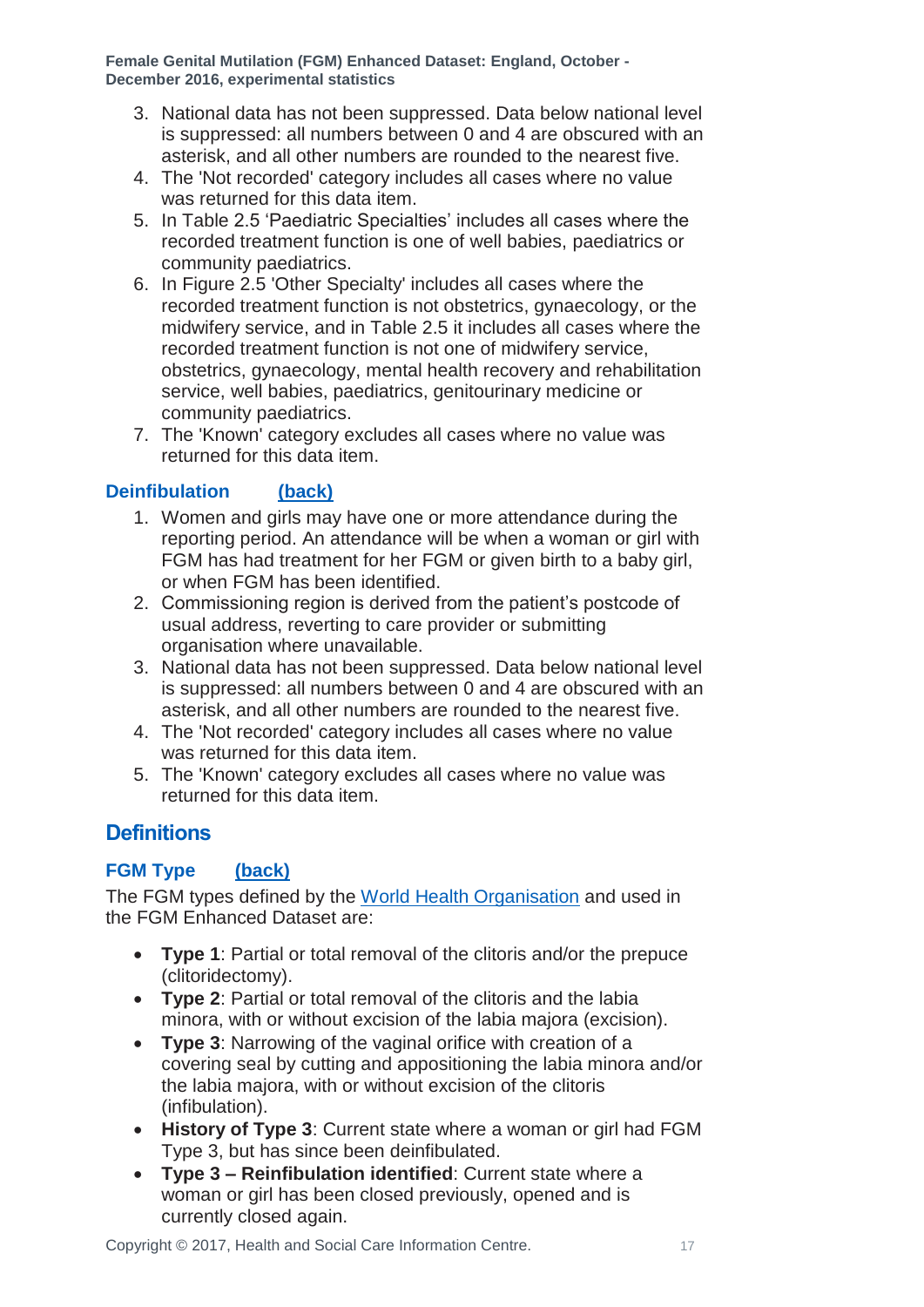3. National data has not been suppressed. Data below national level is suppressed: all numbers between 0 and 4 are obscured with an asterisk, and all other numbers are rounded to the nearest five.
4. The 'Not recorded' category includes all cases where no value was returned for this data item.
5. In Table 2.5 'Paediatric Specialties' includes all cases where the recorded treatment function is one of well babies, paediatrics or community paediatrics.
6. In Figure 2.5 'Other Specialty' includes all cases where the recorded treatment function is not obstetrics, gynaecology, or the midwifery service, and in Table 2.5 it includes all cases where the recorded treatment function is not one of midwifery service, obstetrics, gynaecology, mental health recovery and rehabilitation service, well babies, paediatrics, genitourinary medicine or community paediatrics.
7. The 'Known' category excludes all cases where no value was returned for this data item.

### Deinfibulation (back)

1. Women and girls may have one or more attendance during the reporting period. An attendance will be when a woman or girl with FGM has had treatment for her FGM or given birth to a baby girl, or when FGM has been identified.
2. Commissioning region is derived from the patient's postcode of usual address, reverting to care provider or submitting organisation where unavailable.
3. National data has not been suppressed. Data below national level is suppressed: all numbers between 0 and 4 are obscured with an asterisk, and all other numbers are rounded to the nearest five.
4. The 'Not recorded' category includes all cases where no value was returned for this data item.
5. The 'Known' category excludes all cases where no value was returned for this data item.

## Definitions

### FGM Type (back)

The FGM types defined by the World Health Organisation and used in the FGM Enhanced Dataset are:

- **Type 1**: Partial or total removal of the clitoris and/or the prepuce (clitoridectomy).
- **Type 2**: Partial or total removal of the clitoris and the labia minora, with or without excision of the labia majora (excision).
- **Type 3**: Narrowing of the vaginal orifice with creation of a covering seal by cutting and appositioning the labia minora and/or the labia majora, with or without excision of the clitoris (infibulation).
- **History of Type 3**: Current state where a woman or girl had FGM Type 3, but has since been deinfibulated.
- **Type 3 – Reinfibulation identified**: Current state where a woman or girl has been closed previously, opened and is currently closed again.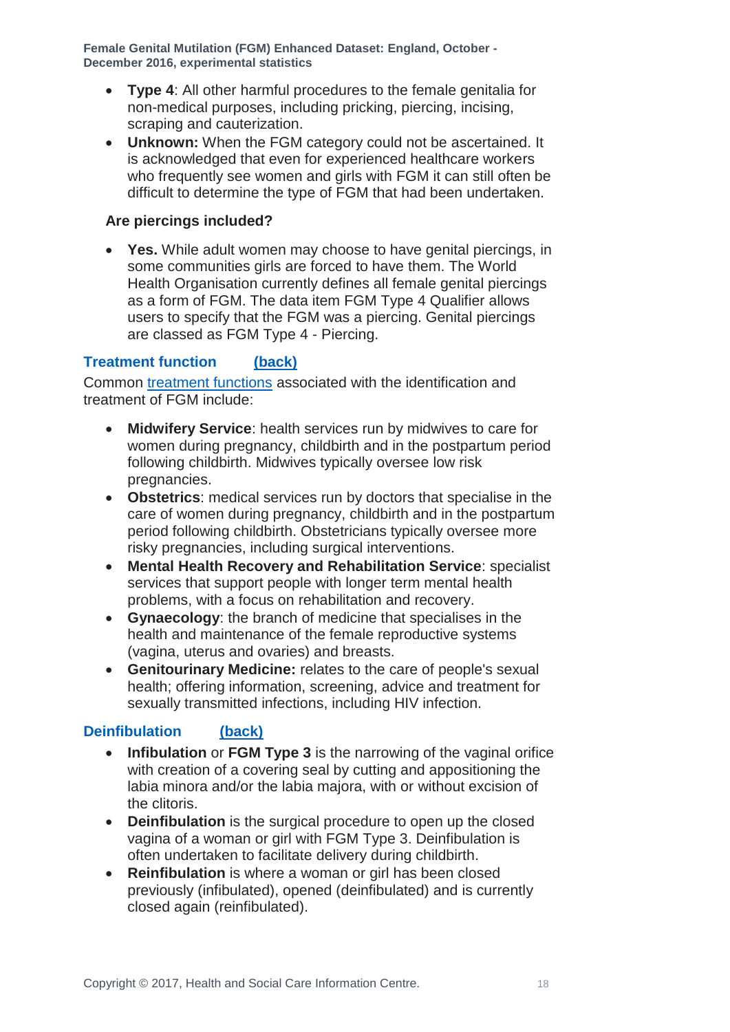- **Type 4**: All other harmful procedures to the female genitalia for non-medical purposes, including pricking, piercing, incising, scraping and cauterization.
- **Unknown:** When the FGM category could not be ascertained. It is acknowledged that even for experienced healthcare workers who frequently see women and girls with FGM it can still often be difficult to determine the type of FGM that had been undertaken.

**Are piercings included?**

- **Yes.** While adult women may choose to have genital piercings, in some communities girls are forced to have them. The World Health Organisation currently defines all female genital piercings as a form of FGM. The data item FGM Type 4 Qualifier allows users to specify that the FGM was a piercing. Genital piercings are classed as FGM Type 4 - Piercing.

## Treatment function (back)

Common treatment functions associated with the identification and treatment of FGM include:

- **Midwifery Service**: health services run by midwives to care for women during pregnancy, childbirth and in the postpartum period following childbirth. Midwives typically oversee low risk pregnancies.
- **Obstetrics**: medical services run by doctors that specialise in the care of women during pregnancy, childbirth and in the postpartum period following childbirth. Obstetricians typically oversee more risky pregnancies, including surgical interventions.
- **Mental Health Recovery and Rehabilitation Service**: specialist services that support people with longer term mental health problems, with a focus on rehabilitation and recovery.
- **Gynaecology**: the branch of medicine that specialises in the health and maintenance of the female reproductive systems (vagina, uterus and ovaries) and breasts.
- **Genitourinary Medicine:** relates to the care of people's sexual health; offering information, screening, advice and treatment for sexually transmitted infections, including HIV infection.

## Deinfibulation (back)

- **Infibulation** or **FGM Type 3** is the narrowing of the vaginal orifice with creation of a covering seal by cutting and appositioning the labia minora and/or the labia majora, with or without excision of the clitoris.
- **Deinfibulation** is the surgical procedure to open up the closed vagina of a woman or girl with FGM Type 3. Deinfibulation is often undertaken to facilitate delivery during childbirth.
- **Reinfibulation** is where a woman or girl has been closed previously (infibulated), opened (deinfibulated) and is currently closed again (reinfibulated).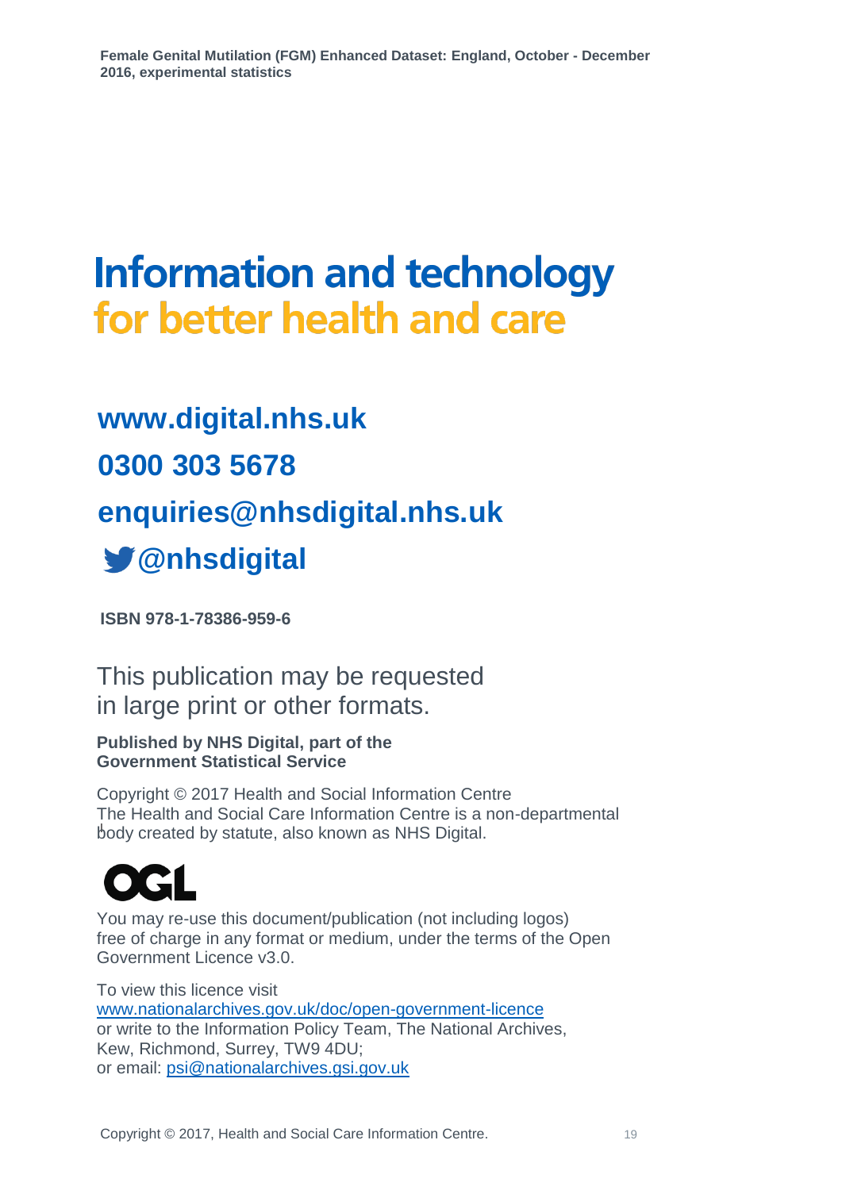# Information and technology
## for better health and care

**www.digital.nhs.uk**

**0300 303 5678**

**enquiries@nhsdigital.nhs.uk**

**@nhsdigital**

**ISBN 978-1-78386-959-6**

This publication may be requested
in large print or other formats.

**Published by NHS Digital, part of the Government Statistical Service**

Copyright © 2017 Health and Social Information Centre
The Health and Social Care Information Centre is a non-departmental body created by statute, also known as NHS Digital.

OGL

You may re-use this document/publication (not including logos) free of charge in any format or medium, under the terms of the Open Government Licence v3.0.

To view this licence visit
www.nationalarchives.gov.uk/doc/open-government-licence
or write to the Information Policy Team, The National Archives, Kew, Richmond, Surrey, TW9 4DU;
or email: psi@nationalarchives.gsi.gov.uk